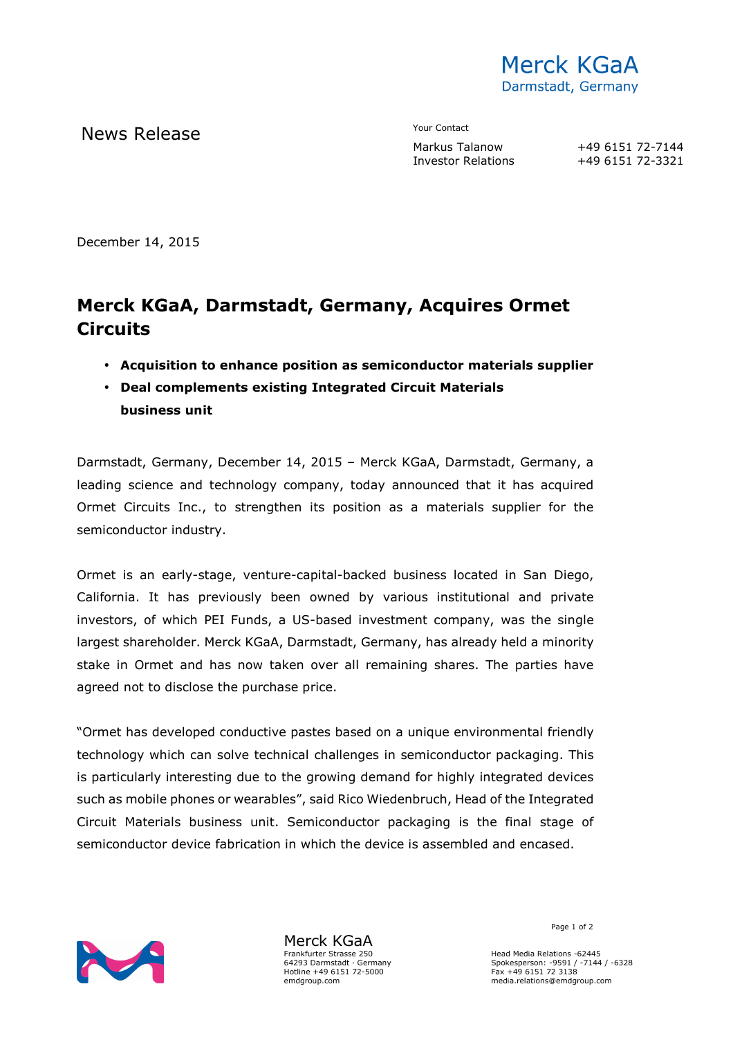Merck KGaA
Darmstadt, Germany

News Release

Your Contact

Markus Talanow +49 6151 72-7144
Investor Relations +49 6151 72-3321

December 14, 2015

# Merck KGaA, Darmstadt, Germany, Acquires Ormet Circuits

- **Acquisition to enhance position as semiconductor materials supplier**
- **Deal complements existing Integrated Circuit Materials business unit**

Darmstadt, Germany, December 14, 2015 – Merck KGaA, Darmstadt, Germany, a leading science and technology company, today announced that it has acquired Ormet Circuits Inc., to strengthen its position as a materials supplier for the semiconductor industry.

Ormet is an early-stage, venture-capital-backed business located in San Diego, California. It has previously been owned by various institutional and private investors, of which PEI Funds, a US-based investment company, was the single largest shareholder. Merck KGaA, Darmstadt, Germany, has already held a minority stake in Ormet and has now taken over all remaining shares. The parties have agreed not to disclose the purchase price.

"Ormet has developed conductive pastes based on a unique environmental friendly technology which can solve technical challenges in semiconductor packaging. This is particularly interesting due to the growing demand for highly integrated devices such as mobile phones or wearables", said Rico Wiedenbruch, Head of the Integrated Circuit Materials business unit. Semiconductor packaging is the final stage of semiconductor device fabrication in which the device is assembled and encased.

Merck KGaA
Frankfurter Strasse 250
64293 Darmstadt · Germany
Hotline +49 6151 72-5000
emdgroup.com

Head Media Relations -62445
Spokesperson: -9591 / -7144 / -6328
Fax +49 6151 72 3138
media.relations@emdgroup.com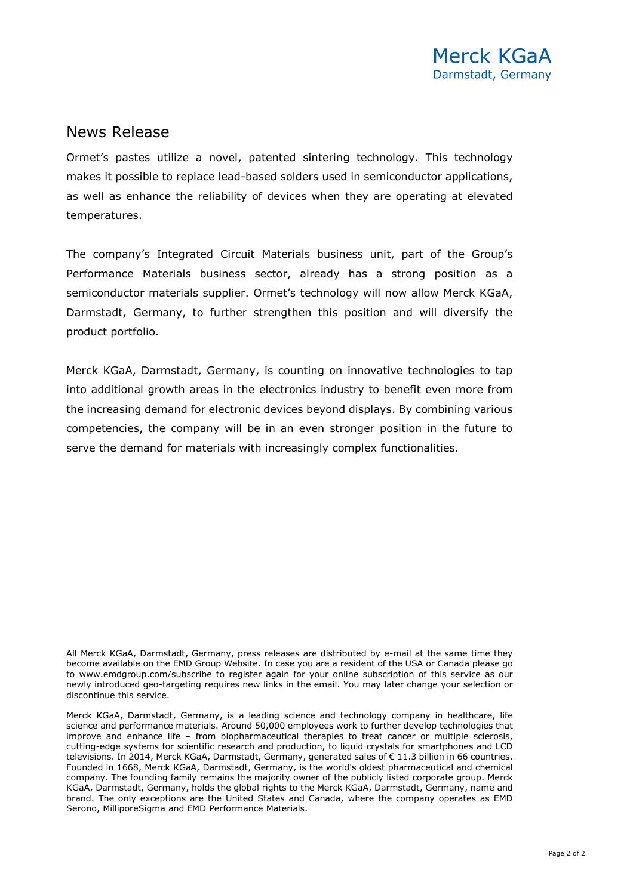## News Release

Ormet's pastes utilize a novel, patented sintering technology. This technology makes it possible to replace lead-based solders used in semiconductor applications, as well as enhance the reliability of devices when they are operating at elevated temperatures.

The company's Integrated Circuit Materials business unit, part of the Group's Performance Materials business sector, already has a strong position as a semiconductor materials supplier. Ormet's technology will now allow Merck KGaA, Darmstadt, Germany, to further strengthen this position and will diversify the product portfolio.

Merck KGaA, Darmstadt, Germany, is counting on innovative technologies to tap into additional growth areas in the electronics industry to benefit even more from the increasing demand for electronic devices beyond displays. By combining various competencies, the company will be in an even stronger position in the future to serve the demand for materials with increasingly complex functionalities.

All Merck KGaA, Darmstadt, Germany, press releases are distributed by e-mail at the same time they become available on the EMD Group Website. In case you are a resident of the USA or Canada please go to www.emdgroup.com/subscribe to register again for your online subscription of this service as our newly introduced geo-targeting requires new links in the email. You may later change your selection or discontinue this service.

Merck KGaA, Darmstadt, Germany, is a leading science and technology company in healthcare, life science and performance materials. Around 50,000 employees work to further develop technologies that improve and enhance life – from biopharmaceutical therapies to treat cancer or multiple sclerosis, cutting-edge systems for scientific research and production, to liquid crystals for smartphones and LCD televisions. In 2014, Merck KGaA, Darmstadt, Germany, generated sales of € 11.3 billion in 66 countries. Founded in 1668, Merck KGaA, Darmstadt, Germany, is the world's oldest pharmaceutical and chemical company. The founding family remains the majority owner of the publicly listed corporate group. Merck KGaA, Darmstadt, Germany, holds the global rights to the Merck KGaA, Darmstadt, Germany, name and brand. The only exceptions are the United States and Canada, where the company operates as EMD Serono, MilliporeSigma and EMD Performance Materials.